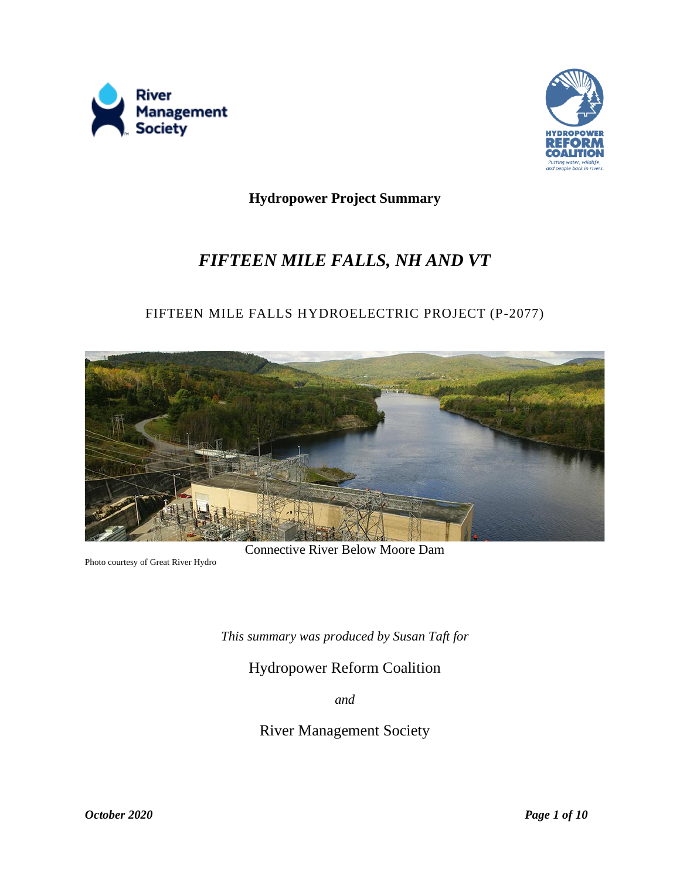**Hydropower Project Summary**

# *FIFTEEN MILE FALLS, NH AND VT*

## FIFTEEN MILE FALLS HYDROELECTRIC PROJECT (P-2077)

Connective River Below Moore Dam

Photo courtesy of Great River Hydro

*This summary was produced by Susan Taft for*

Hydropower Reform Coalition

*and*

River Management Society

***October 2020***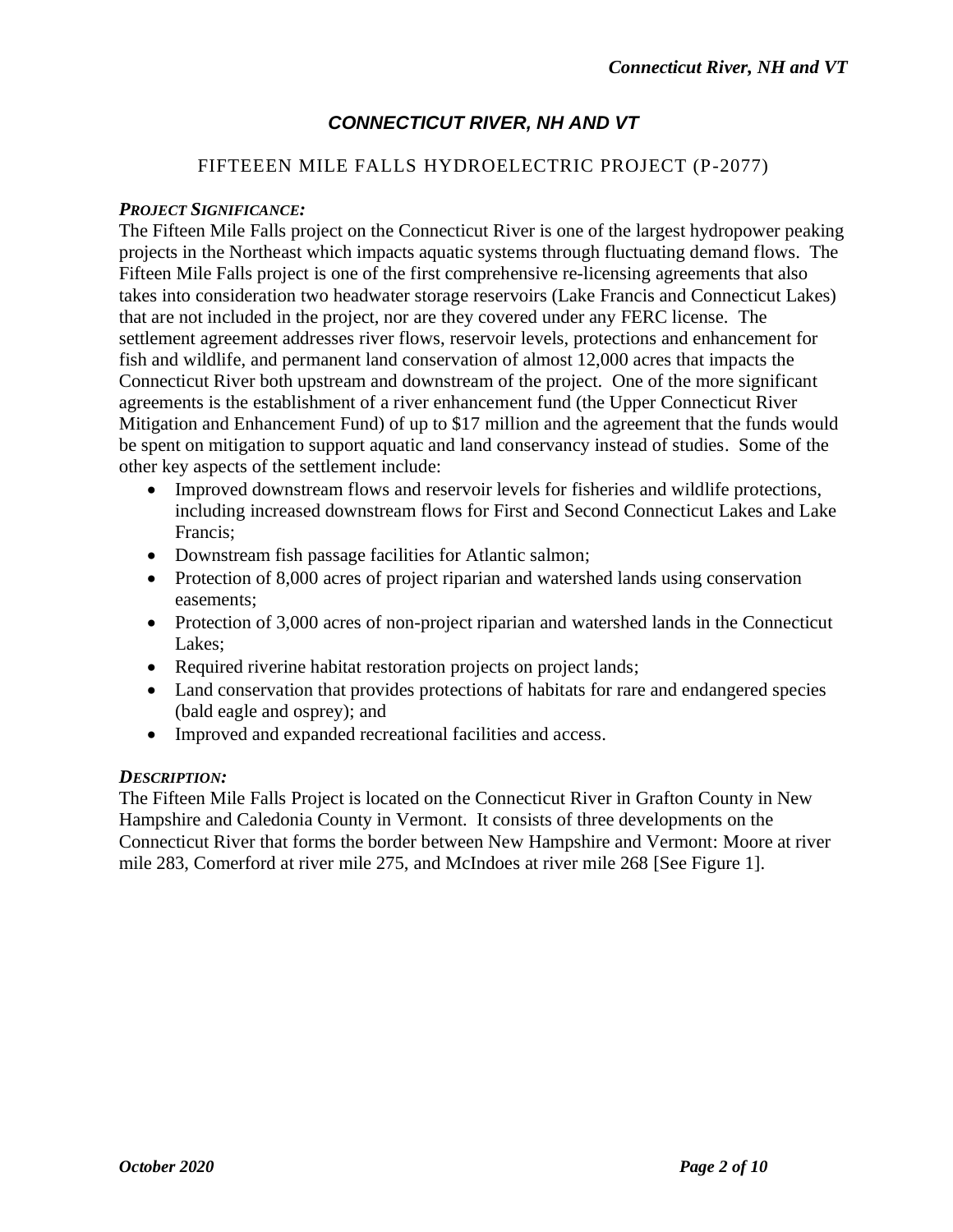# CONNECTICUT RIVER, NH AND VT

## FIFTEEEN MILE FALLS HYDROELECTRIC PROJECT (P-2077)

***PROJECT SIGNIFICANCE:***

The Fifteen Mile Falls project on the Connecticut River is one of the largest hydropower peaking projects in the Northeast which impacts aquatic systems through fluctuating demand flows. The Fifteen Mile Falls project is one of the first comprehensive re-licensing agreements that also takes into consideration two headwater storage reservoirs (Lake Francis and Connecticut Lakes) that are not included in the project, nor are they covered under any FERC license. The settlement agreement addresses river flows, reservoir levels, protections and enhancement for fish and wildlife, and permanent land conservation of almost 12,000 acres that impacts the Connecticut River both upstream and downstream of the project. One of the more significant agreements is the establishment of a river enhancement fund (the Upper Connecticut River Mitigation and Enhancement Fund) of up to $17 million and the agreement that the funds would be spent on mitigation to support aquatic and land conservancy instead of studies. Some of the other key aspects of the settlement include:

- Improved downstream flows and reservoir levels for fisheries and wildlife protections, including increased downstream flows for First and Second Connecticut Lakes and Lake Francis;
- Downstream fish passage facilities for Atlantic salmon;
- Protection of 8,000 acres of project riparian and watershed lands using conservation easements;
- Protection of 3,000 acres of non-project riparian and watershed lands in the Connecticut Lakes;
- Required riverine habitat restoration projects on project lands;
- Land conservation that provides protections of habitats for rare and endangered species (bald eagle and osprey); and
- Improved and expanded recreational facilities and access.

***DESCRIPTION:***

The Fifteen Mile Falls Project is located on the Connecticut River in Grafton County in New Hampshire and Caledonia County in Vermont. It consists of three developments on the Connecticut River that forms the border between New Hampshire and Vermont: Moore at river mile 283, Comerford at river mile 275, and McIndoes at river mile 268 [See Figure 1].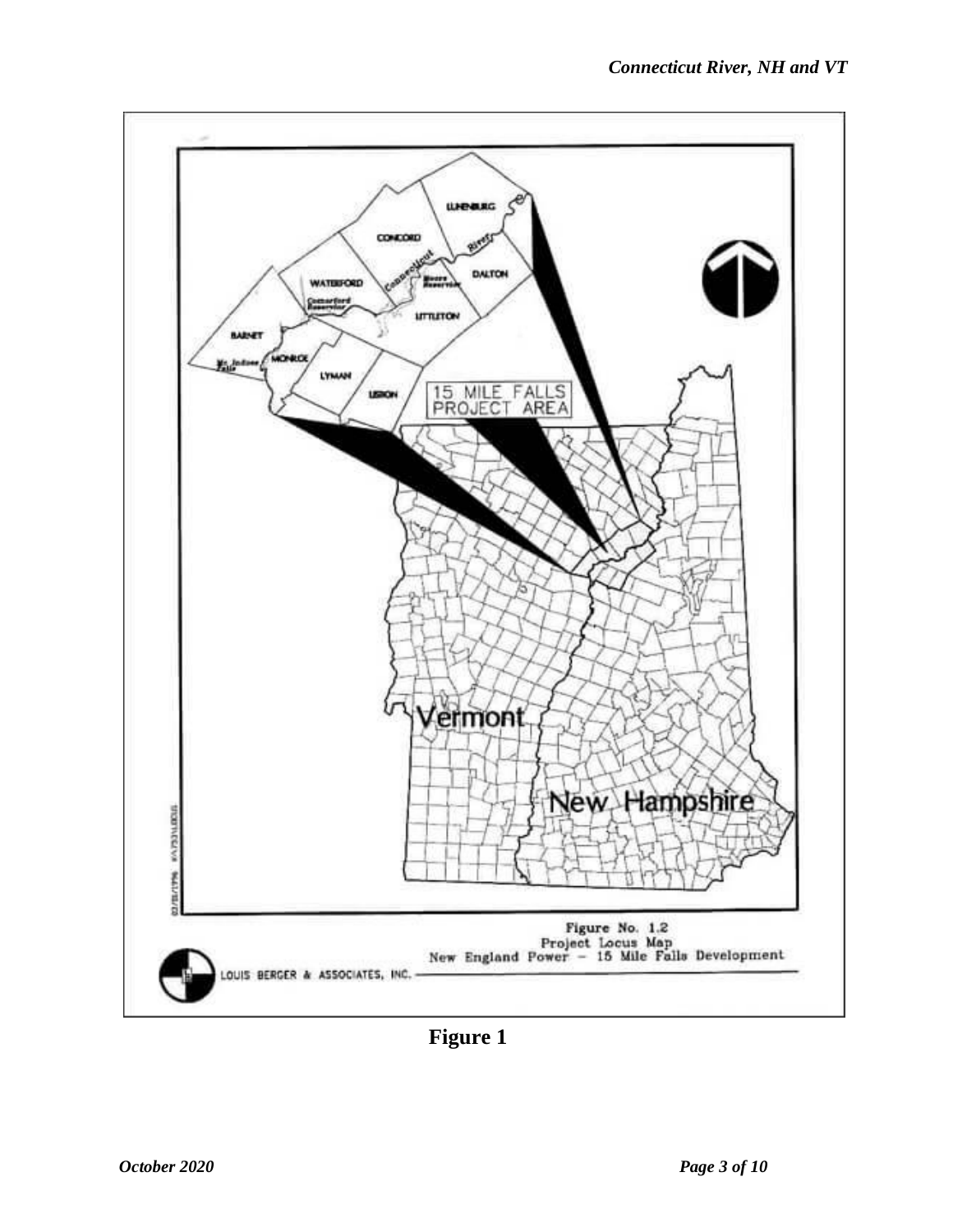Figure No. 1.2
Project Locus Map
New England Power – 15 Mile Falls Development

LOUIS BERGER & ASSOCIATES, INC.

**Figure 1**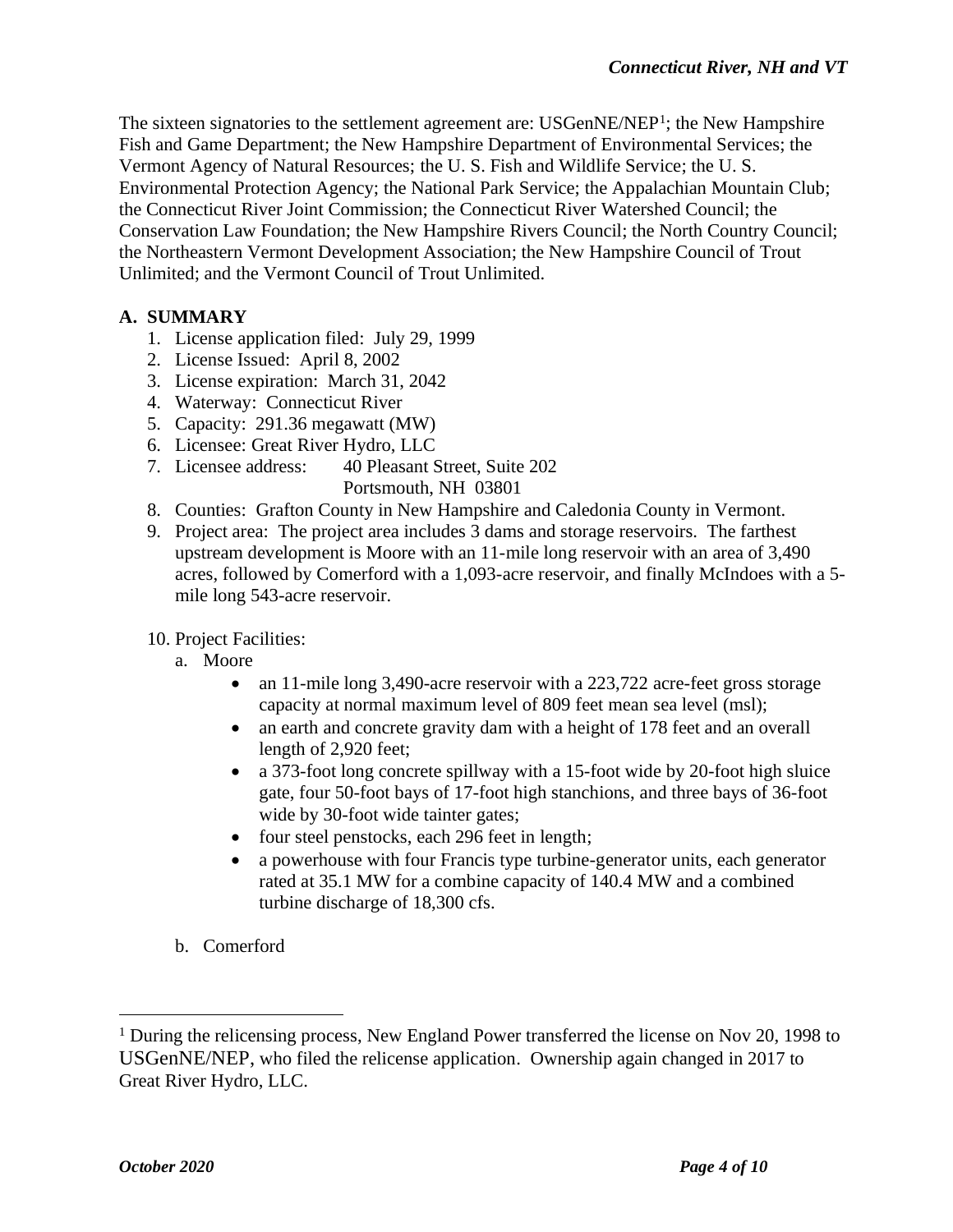The sixteen signatories to the settlement agreement are: USGenNE/NEP[1]; the New Hampshire Fish and Game Department; the New Hampshire Department of Environmental Services; the Vermont Agency of Natural Resources; the U. S. Fish and Wildlife Service; the U. S. Environmental Protection Agency; the National Park Service; the Appalachian Mountain Club; the Connecticut River Joint Commission; the Connecticut River Watershed Council; the Conservation Law Foundation; the New Hampshire Rivers Council; the North Country Council; the Northeastern Vermont Development Association; the New Hampshire Council of Trout Unlimited; and the Vermont Council of Trout Unlimited.

## A. SUMMARY

1. License application filed: July 29, 1999
2. License Issued: April 8, 2002
3. License expiration: March 31, 2042
4. Waterway: Connecticut River
5. Capacity: 291.36 megawatt (MW)
6. Licensee: Great River Hydro, LLC
7. Licensee address: 40 Pleasant Street, Suite 202
   Portsmouth, NH 03801
8. Counties: Grafton County in New Hampshire and Caledonia County in Vermont.
9. Project area: The project area includes 3 dams and storage reservoirs. The farthest upstream development is Moore with an 11-mile long reservoir with an area of 3,490 acres, followed by Comerford with a 1,093-acre reservoir, and finally McIndoes with a 5-mile long 543-acre reservoir.
10. Project Facilities:
    a. Moore
       - an 11-mile long 3,490-acre reservoir with a 223,722 acre-feet gross storage capacity at normal maximum level of 809 feet mean sea level (msl);
       - an earth and concrete gravity dam with a height of 178 feet and an overall length of 2,920 feet;
       - a 373-foot long concrete spillway with a 15-foot wide by 20-foot high sluice gate, four 50-foot bays of 17-foot high stanchions, and three bays of 36-foot wide by 30-foot wide tainter gates;
       - four steel penstocks, each 296 feet in length;
       - a powerhouse with four Francis type turbine-generator units, each generator rated at 35.1 MW for a combine capacity of 140.4 MW and a combined turbine discharge of 18,300 cfs.

    b. Comerford

[1] During the relicensing process, New England Power transferred the license on Nov 20, 1998 to USGenNE/NEP, who filed the relicense application. Ownership again changed in 2017 to Great River Hydro, LLC.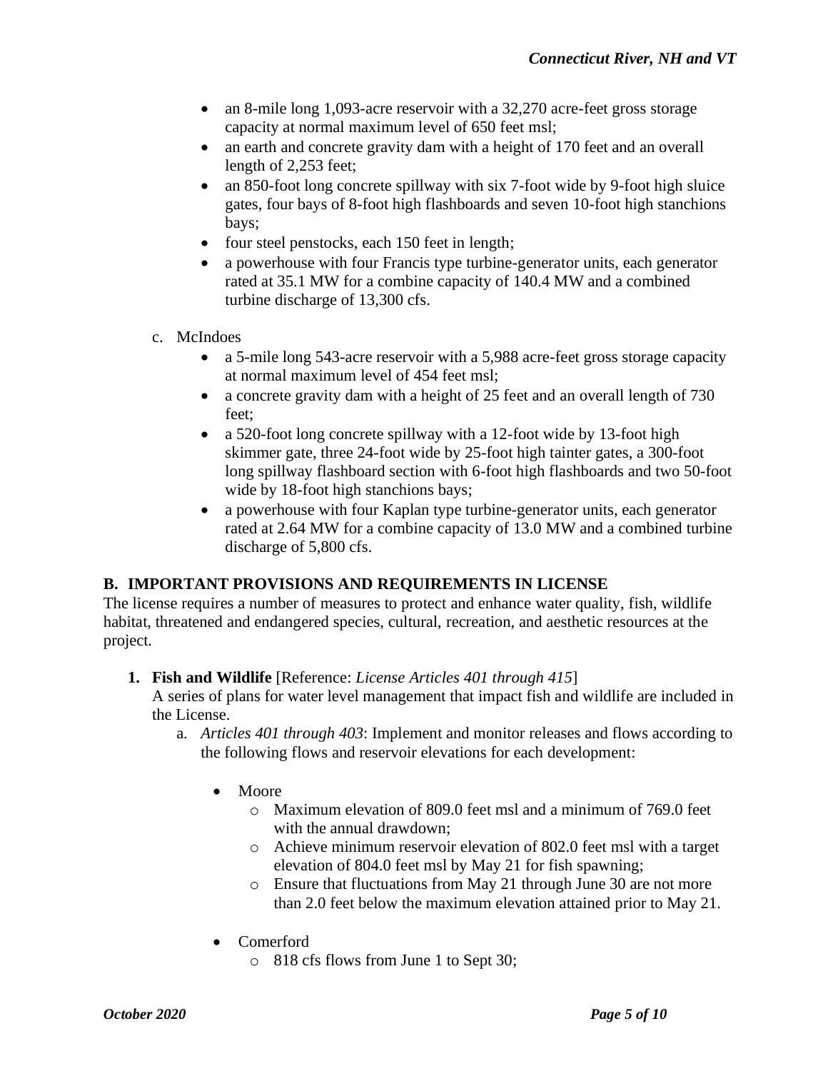- an 8-mile long 1,093-acre reservoir with a 32,270 acre-feet gross storage capacity at normal maximum level of 650 feet msl;
- an earth and concrete gravity dam with a height of 170 feet and an overall length of 2,253 feet;
- an 850-foot long concrete spillway with six 7-foot wide by 9-foot high sluice gates, four bays of 8-foot high flashboards and seven 10-foot high stanchions bays;
- four steel penstocks, each 150 feet in length;
- a powerhouse with four Francis type turbine-generator units, each generator rated at 35.1 MW for a combine capacity of 140.4 MW and a combined turbine discharge of 13,300 cfs.

c. McIndoes

- a 5-mile long 543-acre reservoir with a 5,988 acre-feet gross storage capacity at normal maximum level of 454 feet msl;
- a concrete gravity dam with a height of 25 feet and an overall length of 730 feet;
- a 520-foot long concrete spillway with a 12-foot wide by 13-foot high skimmer gate, three 24-foot wide by 25-foot high tainter gates, a 300-foot long spillway flashboard section with 6-foot high flashboards and two 50-foot wide by 18-foot high stanchions bays;
- a powerhouse with four Kaplan type turbine-generator units, each generator rated at 2.64 MW for a combine capacity of 13.0 MW and a combined turbine discharge of 5,800 cfs.

## B. IMPORTANT PROVISIONS AND REQUIREMENTS IN LICENSE

The license requires a number of measures to protect and enhance water quality, fish, wildlife habitat, threatened and endangered species, cultural, recreation, and aesthetic resources at the project.

1. **Fish and Wildlife** [Reference: *License Articles 401 through 415*]
   A series of plans for water level management that impact fish and wildlife are included in the License.
   a. *Articles 401 through 403*: Implement and monitor releases and flows according to the following flows and reservoir elevations for each development:

      - Moore
        - Maximum elevation of 809.0 feet msl and a minimum of 769.0 feet with the annual drawdown;
        - Achieve minimum reservoir elevation of 802.0 feet msl with a target elevation of 804.0 feet msl by May 21 for fish spawning;
        - Ensure that fluctuations from May 21 through June 30 are not more than 2.0 feet below the maximum elevation attained prior to May 21.

      - Comerford
        - 818 cfs flows from June 1 to Sept 30;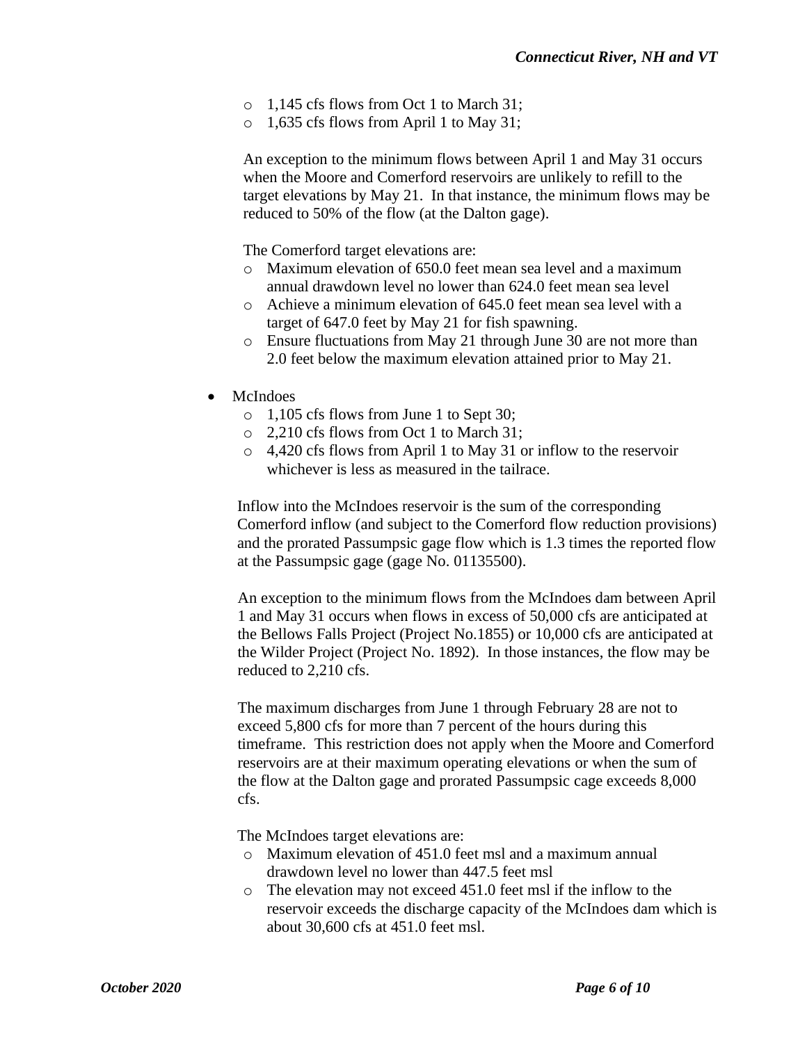- 1,145 cfs flows from Oct 1 to March 31;
- 1,635 cfs flows from April 1 to May 31;

An exception to the minimum flows between April 1 and May 31 occurs when the Moore and Comerford reservoirs are unlikely to refill to the target elevations by May 21. In that instance, the minimum flows may be reduced to 50% of the flow (at the Dalton gage).

The Comerford target elevations are:

- Maximum elevation of 650.0 feet mean sea level and a maximum annual drawdown level no lower than 624.0 feet mean sea level
- Achieve a minimum elevation of 645.0 feet mean sea level with a target of 647.0 feet by May 21 for fish spawning.
- Ensure fluctuations from May 21 through June 30 are not more than 2.0 feet below the maximum elevation attained prior to May 21.

- McIndoes
  - 1,105 cfs flows from June 1 to Sept 30;
  - 2,210 cfs flows from Oct 1 to March 31;
  - 4,420 cfs flows from April 1 to May 31 or inflow to the reservoir whichever is less as measured in the tailrace.

Inflow into the McIndoes reservoir is the sum of the corresponding Comerford inflow (and subject to the Comerford flow reduction provisions) and the prorated Passumpsic gage flow which is 1.3 times the reported flow at the Passumpsic gage (gage No. 01135500).

An exception to the minimum flows from the McIndoes dam between April 1 and May 31 occurs when flows in excess of 50,000 cfs are anticipated at the Bellows Falls Project (Project No.1855) or 10,000 cfs are anticipated at the Wilder Project (Project No. 1892). In those instances, the flow may be reduced to 2,210 cfs.

The maximum discharges from June 1 through February 28 are not to exceed 5,800 cfs for more than 7 percent of the hours during this timeframe. This restriction does not apply when the Moore and Comerford reservoirs are at their maximum operating elevations or when the sum of the flow at the Dalton gage and prorated Passumpsic cage exceeds 8,000 cfs.

The McIndoes target elevations are:

- Maximum elevation of 451.0 feet msl and a maximum annual drawdown level no lower than 447.5 feet msl
- The elevation may not exceed 451.0 feet msl if the inflow to the reservoir exceeds the discharge capacity of the McIndoes dam which is about 30,600 cfs at 451.0 feet msl.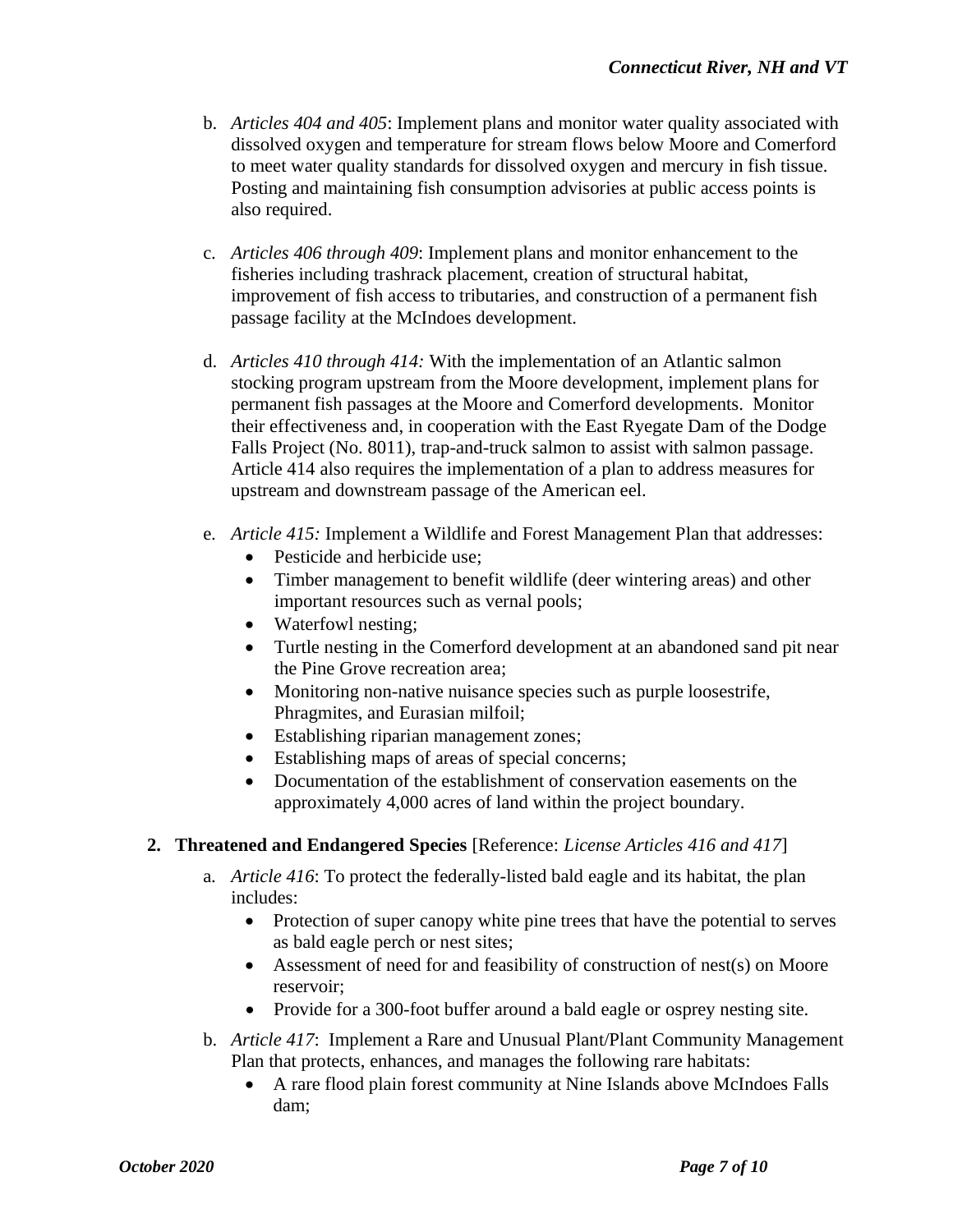b. *Articles 404 and 405*: Implement plans and monitor water quality associated with dissolved oxygen and temperature for stream flows below Moore and Comerford to meet water quality standards for dissolved oxygen and mercury in fish tissue. Posting and maintaining fish consumption advisories at public access points is also required.

c. *Articles 406 through 409*: Implement plans and monitor enhancement to the fisheries including trashrack placement, creation of structural habitat, improvement of fish access to tributaries, and construction of a permanent fish passage facility at the McIndoes development.

d. *Articles 410 through 414:* With the implementation of an Atlantic salmon stocking program upstream from the Moore development, implement plans for permanent fish passages at the Moore and Comerford developments. Monitor their effectiveness and, in cooperation with the East Ryegate Dam of the Dodge Falls Project (No. 8011), trap-and-truck salmon to assist with salmon passage. Article 414 also requires the implementation of a plan to address measures for upstream and downstream passage of the American eel.

e. *Article 415:* Implement a Wildlife and Forest Management Plan that addresses:
   - Pesticide and herbicide use;
   - Timber management to benefit wildlife (deer wintering areas) and other important resources such as vernal pools;
   - Waterfowl nesting;
   - Turtle nesting in the Comerford development at an abandoned sand pit near the Pine Grove recreation area;
   - Monitoring non-native nuisance species such as purple loosestrife, Phragmites, and Eurasian milfoil;
   - Establishing riparian management zones;
   - Establishing maps of areas of special concerns;
   - Documentation of the establishment of conservation easements on the approximately 4,000 acres of land within the project boundary.

**2. Threatened and Endangered Species** [Reference: *License Articles 416 and 417*]

a. *Article 416*: To protect the federally-listed bald eagle and its habitat, the plan includes:
   - Protection of super canopy white pine trees that have the potential to serves as bald eagle perch or nest sites;
   - Assessment of need for and feasibility of construction of nest(s) on Moore reservoir;
   - Provide for a 300-foot buffer around a bald eagle or osprey nesting site.

b. *Article 417*: Implement a Rare and Unusual Plant/Plant Community Management Plan that protects, enhances, and manages the following rare habitats:
   - A rare flood plain forest community at Nine Islands above McIndoes Falls dam;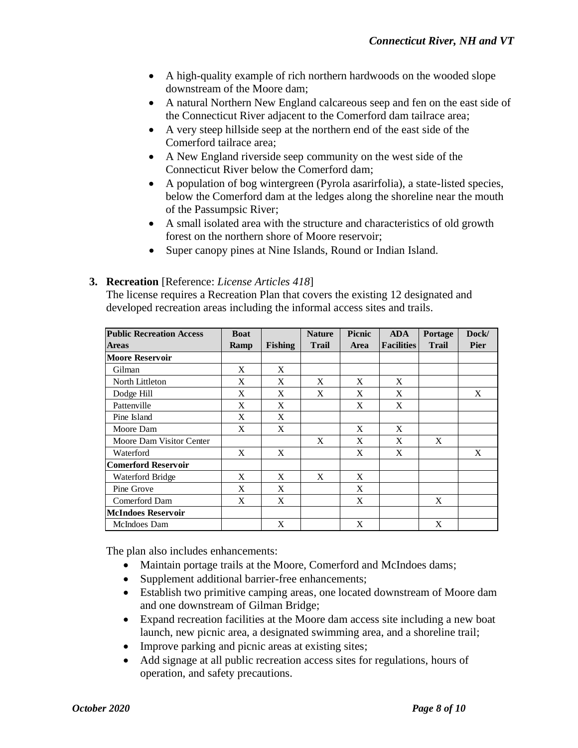- A high-quality example of rich northern hardwoods on the wooded slope downstream of the Moore dam;
- A natural Northern New England calcareous seep and fen on the east side of the Connecticut River adjacent to the Comerford dam tailrace area;
- A very steep hillside seep at the northern end of the east side of the Comerford tailrace area;
- A New England riverside seep community on the west side of the Connecticut River below the Comerford dam;
- A population of bog wintergreen (Pyrola asarirfolia), a state-listed species, below the Comerford dam at the ledges along the shoreline near the mouth of the Passumpsic River;
- A small isolated area with the structure and characteristics of old growth forest on the northern shore of Moore reservoir;
- Super canopy pines at Nine Islands, Round or Indian Island.

3. **Recreation** [Reference: *License Articles 418*]
   The license requires a Recreation Plan that covers the existing 12 designated and developed recreation areas including the informal access sites and trails.

| Public Recreation Access Areas | Boat Ramp | Fishing | Nature Trail | Picnic Area | ADA Facilities | Portage Trail | Dock/ Pier |
|---|---|---|---|---|---|---|---|
| **Moore Reservoir** | | | | | | | |
| Gilman | X | X | | | | | |
| North Littleton | X | X | X | X | X | | |
| Dodge Hill | X | X | X | X | X | | X |
| Pattenville | X | X | | X | X | | |
| Pine Island | X | X | | | | | |
| Moore Dam | X | X | | X | X | | |
| Moore Dam Visitor Center | | | X | X | X | X | |
| Waterford | X | X | | X | X | | X |
| **Comerford Reservoir** | | | | | | | |
| Waterford Bridge | X | X | X | X | | | |
| Pine Grove | X | X | | X | | | |
| Comerford Dam | X | X | | X | | X | |
| **McIndoes Reservoir** | | | | | | | |
| McIndoes Dam | | X | | X | | X | |

The plan also includes enhancements:

- Maintain portage trails at the Moore, Comerford and McIndoes dams;
- Supplement additional barrier-free enhancements;
- Establish two primitive camping areas, one located downstream of Moore dam and one downstream of Gilman Bridge;
- Expand recreation facilities at the Moore dam access site including a new boat launch, new picnic area, a designated swimming area, and a shoreline trail;
- Improve parking and picnic areas at existing sites;
- Add signage at all public recreation access sites for regulations, hours of operation, and safety precautions.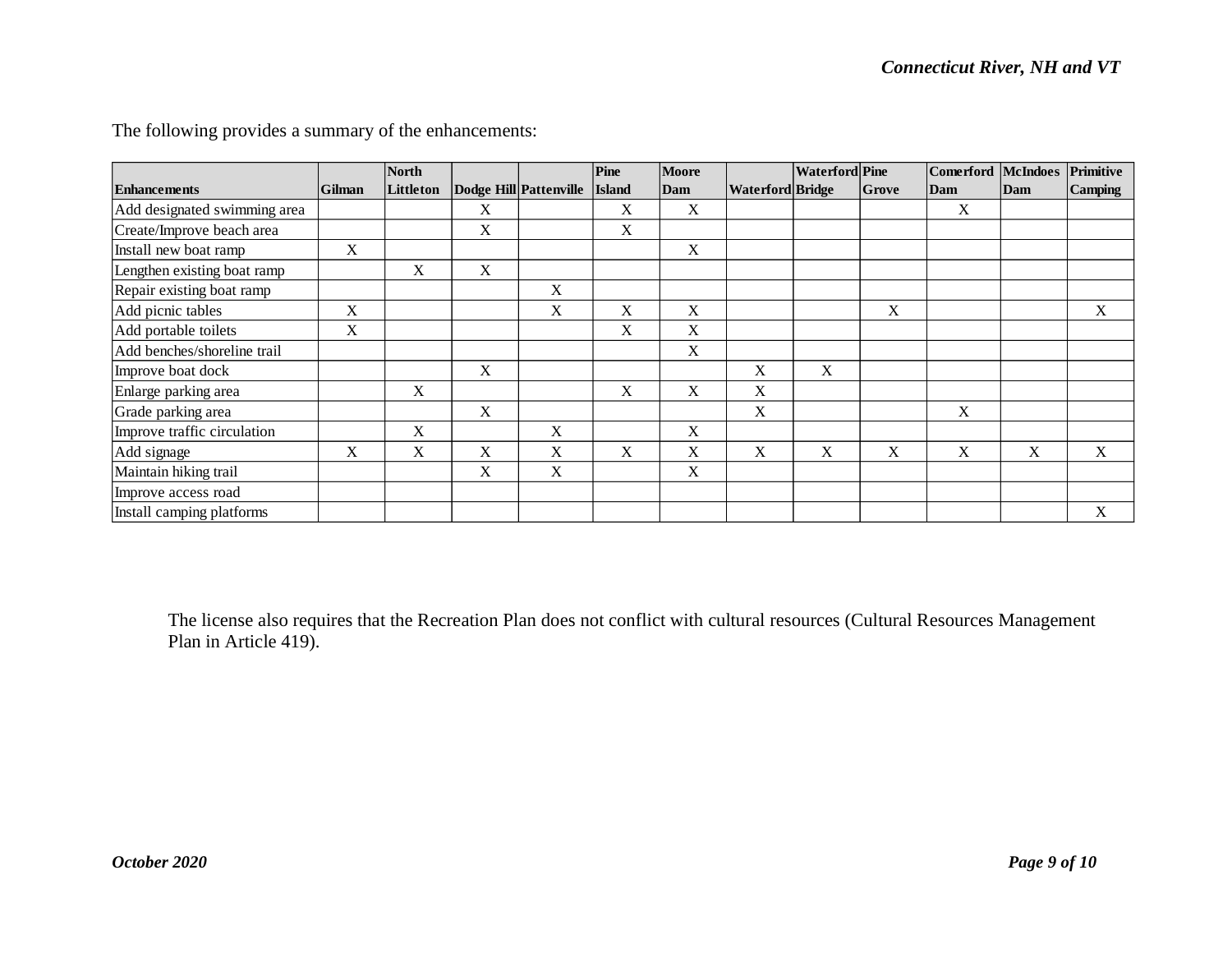The following provides a summary of the enhancements:

| Enhancements | Gilman | North Littleton | Dodge Hill | Pattenville | Pine Island | Moore Dam | Waterford | Waterford Bridge | Pine Grove | Comerford Dam | McIndoes Dam | Primitive Camping |
|---|---|---|---|---|---|---|---|---|---|---|---|---|
| Add designated swimming area | | | X | | X | X | | | | X | | |
| Create/Improve beach area | | | X | | X | | | | | | | |
| Install new boat ramp | X | | | | | X | | | | | | |
| Lengthen existing boat ramp | | X | X | | | | | | | | | |
| Repair existing boat ramp | | | | X | | | | | | | | |
| Add picnic tables | X | | | X | X | X | | | X | | | X |
| Add portable toilets | X | | | | X | X | | | | | | |
| Add benches/shoreline trail | | | | | | X | | | | | | |
| Improve boat dock | | | X | | | | X | X | | | | |
| Enlarge parking area | | X | | | X | X | X | | | | | |
| Grade parking area | | | X | | | | X | | | X | | |
| Improve traffic circulation | | X | | X | | X | | | | | | |
| Add signage | X | X | X | X | X | X | X | X | X | X | X | X |
| Maintain hiking trail | | | X | X | | X | | | | | | |
| Improve access road | | | | | | | | | | | | |
| Install camping platforms | | | | | | | | | | | | X |

The license also requires that the Recreation Plan does not conflict with cultural resources (Cultural Resources Management Plan in Article 419).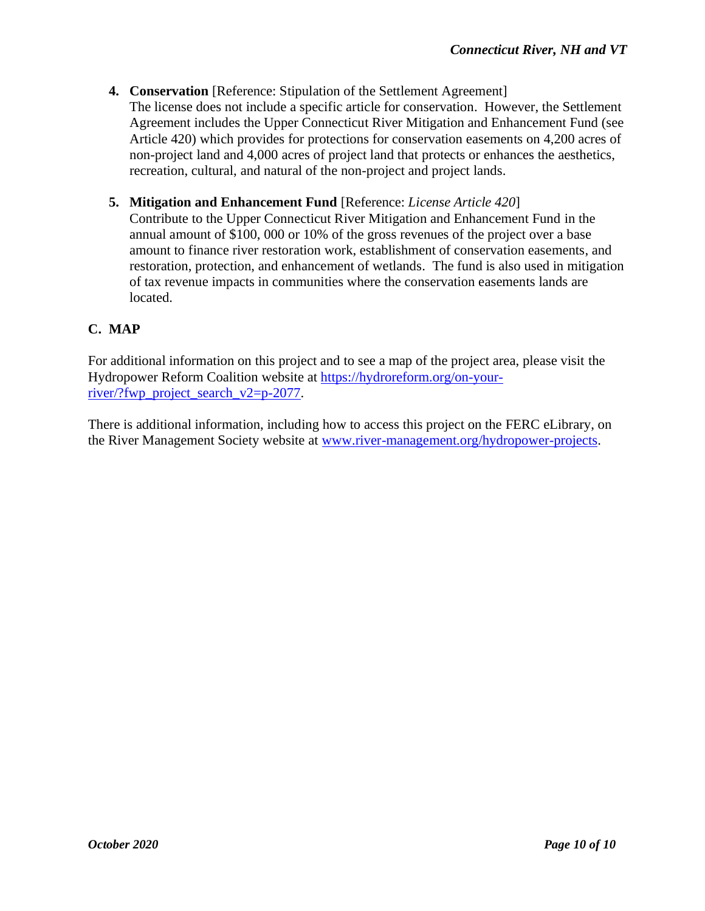4. **Conservation** [Reference: Stipulation of the Settlement Agreement]
   The license does not include a specific article for conservation. However, the Settlement Agreement includes the Upper Connecticut River Mitigation and Enhancement Fund (see Article 420) which provides for protections for conservation easements on 4,200 acres of non-project land and 4,000 acres of project land that protects or enhances the aesthetics, recreation, cultural, and natural of the non-project and project lands.

5. **Mitigation and Enhancement Fund** [Reference: *License Article 420*]
   Contribute to the Upper Connecticut River Mitigation and Enhancement Fund in the annual amount of $100, 000 or 10% of the gross revenues of the project over a base amount to finance river restoration work, establishment of conservation easements, and restoration, protection, and enhancement of wetlands. The fund is also used in mitigation of tax revenue impacts in communities where the conservation easements lands are located.

## C. MAP

For additional information on this project and to see a map of the project area, please visit the Hydropower Reform Coalition website at [https://hydroreform.org/on-your-river/?fwp_project_search_v2=p-2077](https://hydroreform.org/on-your-river/?fwp_project_search_v2=p-2077).

There is additional information, including how to access this project on the FERC eLibrary, on the River Management Society website at [www.river-management.org/hydropower-projects](http://www.river-management.org/hydropower-projects).